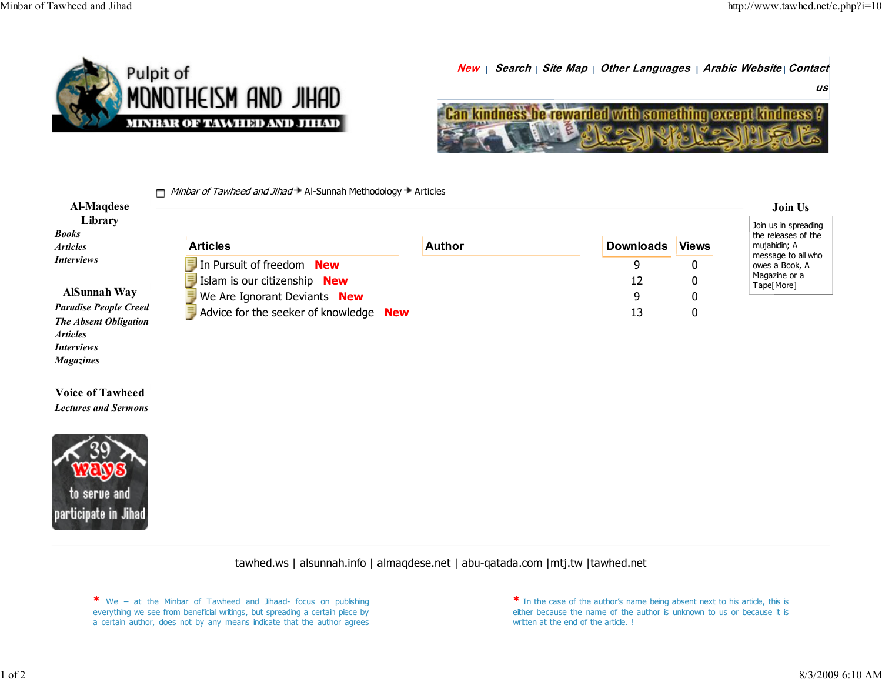# Pulpit of MONOTHEISM AND JIHAD

MINBAR OF TAWHEED AND JIHAD

*New* | *Search* | *Site Map* | *Other Languages* | *Arabic Website* | *Contact us*

Can kindness be rewarded with something except kindness ?

هل جزاء الإحسان إلا الإحسان

## Al-Maqdese Library

*Books*
*Articles*
*Interviews*

## AlSunnah Way

*Paradise People Creed*
*The Absent Obligation*
*Articles*
*Interviews*
*Magazines*

## Voice of Tawheed

*Lectures and Sermons*

39 ways to serve and participate in Jihad

*Minbar of Tawheed and Jihad* ➔ Al-Sunnah Methodology ➔ Articles

| Articles | Author | Downloads | Views |
|---|---|---|---|
| In Pursuit of freedom **New** | | 9 | 0 |
| Islam is our citizenship **New** | | 12 | 0 |
| We Are Ignorant Deviants **New** | | 9 | 0 |
| Advice for the seeker of knowledge **New** | | 13 | 0 |

## Join Us

Join us in spreading the releases of the mujahidin; A message to all who owes a Book, A Magazine or a Tape[More]

tawhed.ws | alsunnah.info | almaqdese.net | abu-qatada.com |mtj.tw |tawhed.net

* We – at the Minbar of Tawheed and Jihaad- focus on publishing everything we see from beneficial writings, but spreading a certain piece by a certain author, does not by any means indicate that the author agrees

* In the case of the author's name being absent next to his article, this is either because the name of the author is unknown to us or because it is written at the end of the article. !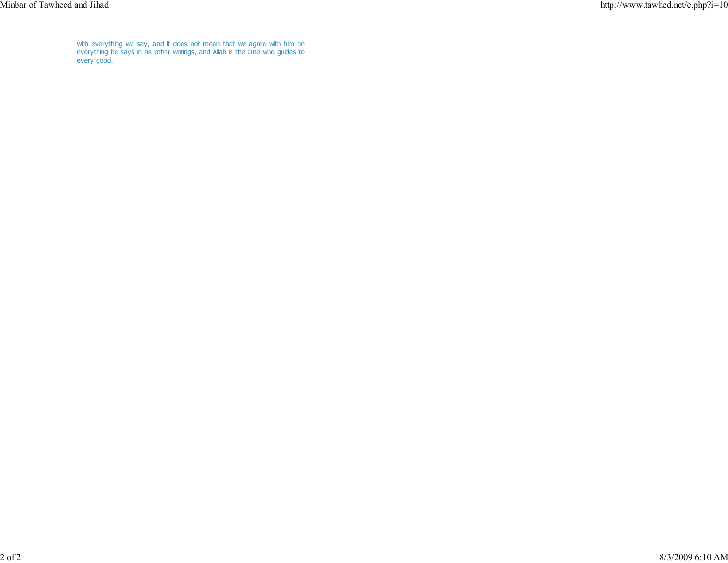with everything we say, and it does not mean that we agree with him on everything he says in his other writings, and Allah is the One who guides to every good.